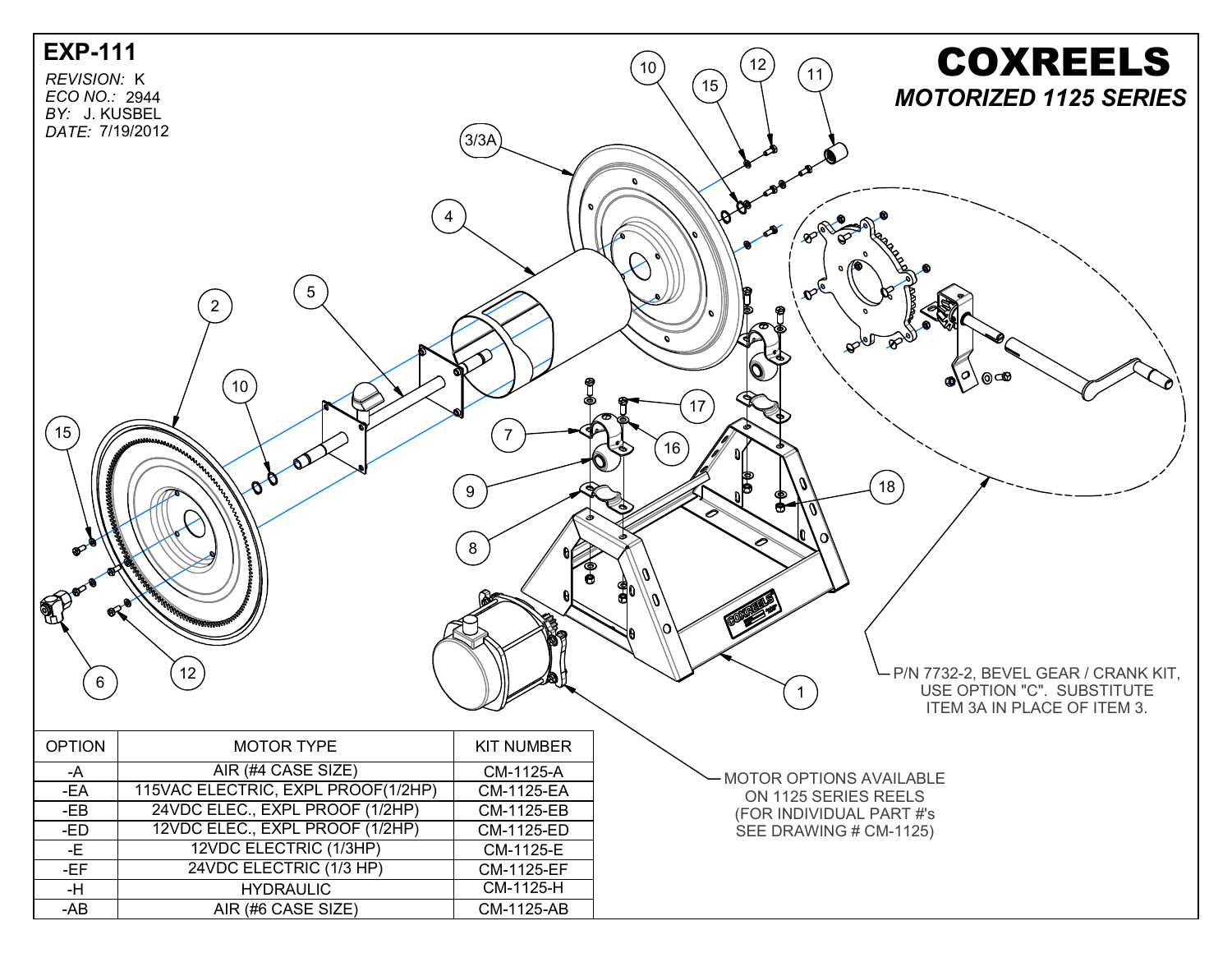# EXP-111

*REVISION:* K
*ECO NO.:* 2944
*BY:* J. KUSBEL
*DATE:* 7/19/2012

# COXREELS

## *MOTORIZED 1125 SERIES*

P/N 7732-2, BEVEL GEAR / CRANK KIT, USE OPTION "C". SUBSTITUTE ITEM 3A IN PLACE OF ITEM 3.

MOTOR OPTIONS AVAILABLE ON 1125 SERIES REELS (FOR INDIVIDUAL PART #'s SEE DRAWING # CM-1125)

| OPTION | MOTOR TYPE | KIT NUMBER |
|---|---|---|
| -A | AIR (#4 CASE SIZE) | CM-1125-A |
| -EA | 115VAC ELECTRIC, EXPL PROOF(1/2HP) | CM-1125-EA |
| -EB | 24VDC ELEC., EXPL PROOF (1/2HP) | CM-1125-EB |
| -ED | 12VDC ELEC., EXPL PROOF (1/2HP) | CM-1125-ED |
| -E | 12VDC ELECTRIC (1/3HP) | CM-1125-E |
| -EF | 24VDC ELECTRIC (1/3 HP) | CM-1125-EF |
| -H | HYDRAULIC | CM-1125-H |
| -AB | AIR (#6 CASE SIZE) | CM-1125-AB |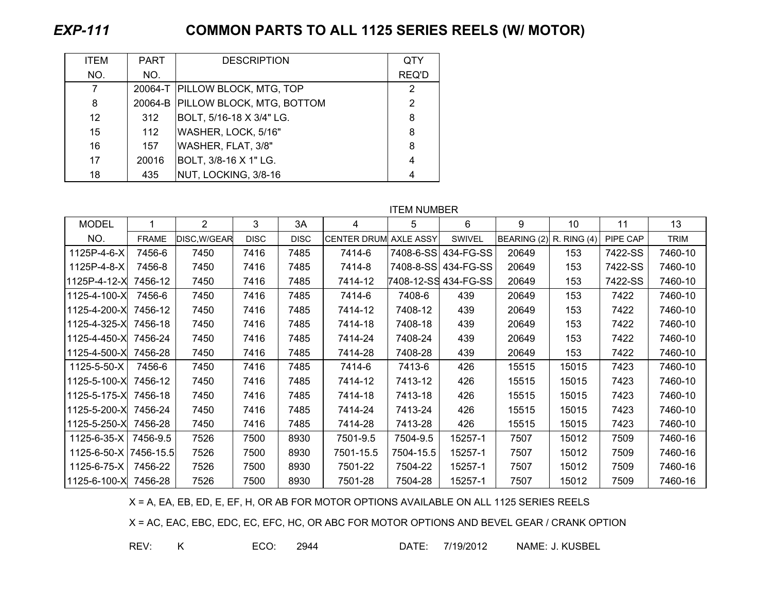# EXP-111 COMMON PARTS TO ALL 1125 SERIES REELS (W/ MOTOR)

| ITEM NO. | PART NO. | DESCRIPTION | QTY REQ'D |
|---|---|---|---|
| 7 | 20064-T | PILLOW BLOCK, MTG, TOP | 2 |
| 8 | 20064-B | PILLOW BLOCK, MTG, BOTTOM | 2 |
| 12 | 312 | BOLT, 5/16-18 X 3/4" LG. | 8 |
| 15 | 112 | WASHER, LOCK, 5/16" | 8 |
| 16 | 157 | WASHER, FLAT, 3/8" | 8 |
| 17 | 20016 | BOLT, 3/8-16 X 1" LG. | 4 |
| 18 | 435 | NUT, LOCKING, 3/8-16 | 4 |

ITEM NUMBER

| MODEL NO. | 1 FRAME | 2 DISC,W/GEAR | 3 DISC | 3A DISC | 4 CENTER DRUM | 5 AXLE ASSY | 6 SWIVEL | 9 BEARING (2) | 10 R. RING (4) | 11 PIPE CAP | 13 TRIM |
|---|---|---|---|---|---|---|---|---|---|---|---|
| 1125P-4-6-X | 7456-6 | 7450 | 7416 | 7485 | 7414-6 | 7408-6-SS | 434-FG-SS | 20649 | 153 | 7422-SS | 7460-10 |
| 1125P-4-8-X | 7456-8 | 7450 | 7416 | 7485 | 7414-8 | 7408-8-SS | 434-FG-SS | 20649 | 153 | 7422-SS | 7460-10 |
| 1125P-4-12-X | 7456-12 | 7450 | 7416 | 7485 | 7414-12 | 7408-12-SS | 434-FG-SS | 20649 | 153 | 7422-SS | 7460-10 |
| 1125-4-100-X | 7456-6 | 7450 | 7416 | 7485 | 7414-6 | 7408-6 | 439 | 20649 | 153 | 7422 | 7460-10 |
| 1125-4-200-X | 7456-12 | 7450 | 7416 | 7485 | 7414-12 | 7408-12 | 439 | 20649 | 153 | 7422 | 7460-10 |
| 1125-4-325-X | 7456-18 | 7450 | 7416 | 7485 | 7414-18 | 7408-18 | 439 | 20649 | 153 | 7422 | 7460-10 |
| 1125-4-450-X | 7456-24 | 7450 | 7416 | 7485 | 7414-24 | 7408-24 | 439 | 20649 | 153 | 7422 | 7460-10 |
| 1125-4-500-X | 7456-28 | 7450 | 7416 | 7485 | 7414-28 | 7408-28 | 439 | 20649 | 153 | 7422 | 7460-10 |
| 1125-5-50-X | 7456-6 | 7450 | 7416 | 7485 | 7414-6 | 7413-6 | 426 | 15515 | 15015 | 7423 | 7460-10 |
| 1125-5-100-X | 7456-12 | 7450 | 7416 | 7485 | 7414-12 | 7413-12 | 426 | 15515 | 15015 | 7423 | 7460-10 |
| 1125-5-175-X | 7456-18 | 7450 | 7416 | 7485 | 7414-18 | 7413-18 | 426 | 15515 | 15015 | 7423 | 7460-10 |
| 1125-5-200-X | 7456-24 | 7450 | 7416 | 7485 | 7414-24 | 7413-24 | 426 | 15515 | 15015 | 7423 | 7460-10 |
| 1125-5-250-X | 7456-28 | 7450 | 7416 | 7485 | 7414-28 | 7413-28 | 426 | 15515 | 15015 | 7423 | 7460-10 |
| 1125-6-35-X | 7456-9.5 | 7526 | 7500 | 8930 | 7501-9.5 | 7504-9.5 | 15257-1 | 7507 | 15012 | 7509 | 7460-16 |
| 1125-6-50-X | 7456-15.5 | 7526 | 7500 | 8930 | 7501-15.5 | 7504-15.5 | 15257-1 | 7507 | 15012 | 7509 | 7460-16 |
| 1125-6-75-X | 7456-22 | 7526 | 7500 | 8930 | 7501-22 | 7504-22 | 15257-1 | 7507 | 15012 | 7509 | 7460-16 |
| 1125-6-100-X | 7456-28 | 7526 | 7500 | 8930 | 7501-28 | 7504-28 | 15257-1 | 7507 | 15012 | 7509 | 7460-16 |

X = A, EA, EB, ED, E, EF, H, OR AB FOR MOTOR OPTIONS AVAILABLE ON ALL 1125 SERIES REELS

X = AC, EAC, EBC, EDC, EC, EFC, HC, OR ABC FOR MOTOR OPTIONS AND BEVEL GEAR / CRANK OPTION

REV: K ECO: 2944 DATE: 7/19/2012 NAME: J. KUSBEL